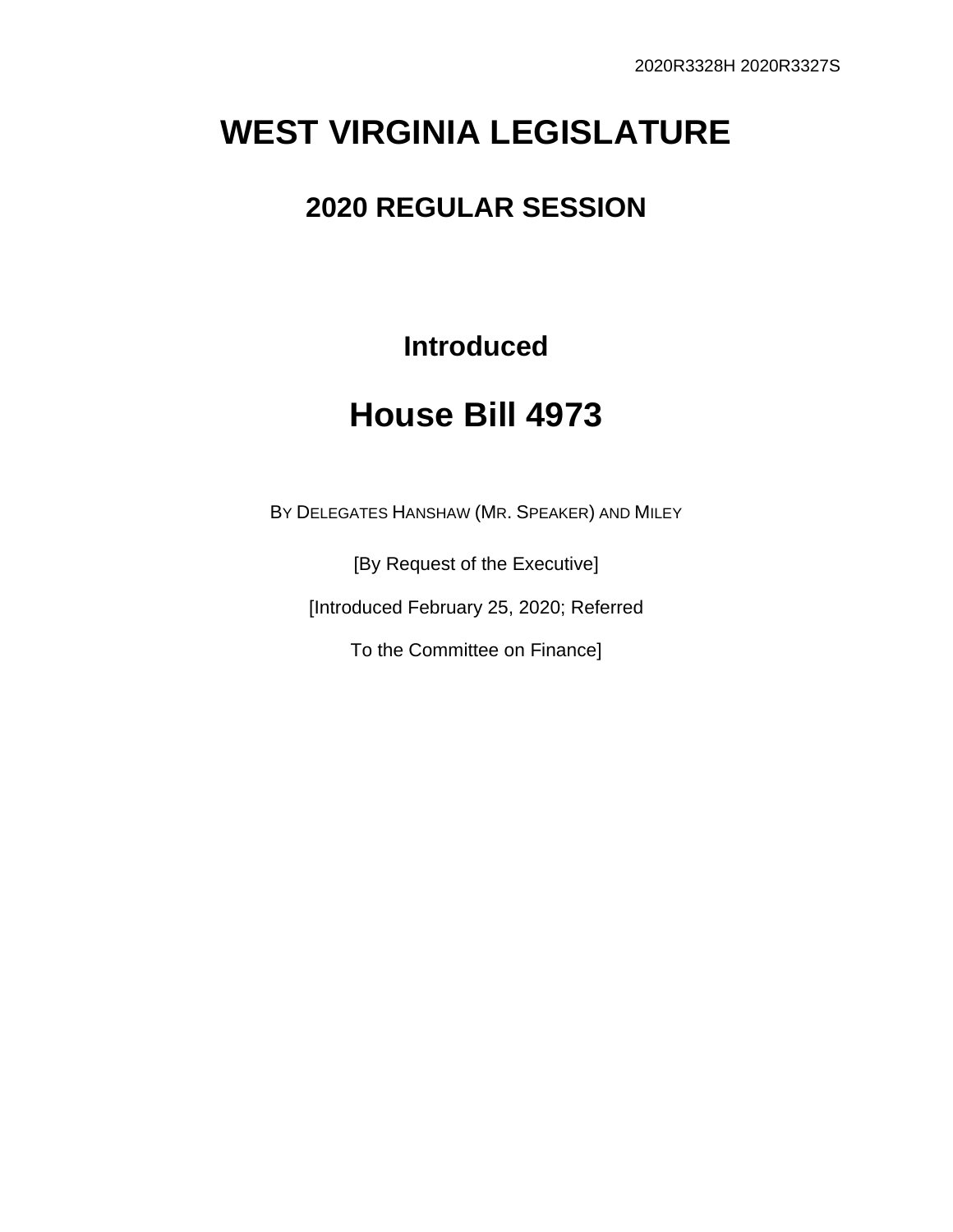2020R3328H 2020R3327S

# WEST VIRGINIA LEGISLATURE

## 2020 REGULAR SESSION

### Introduced

# House Bill 4973

BY DELEGATES HANSHAW (MR. SPEAKER) AND MILEY

[By Request of the Executive]

[Introduced February 25, 2020; Referred

To the Committee on Finance]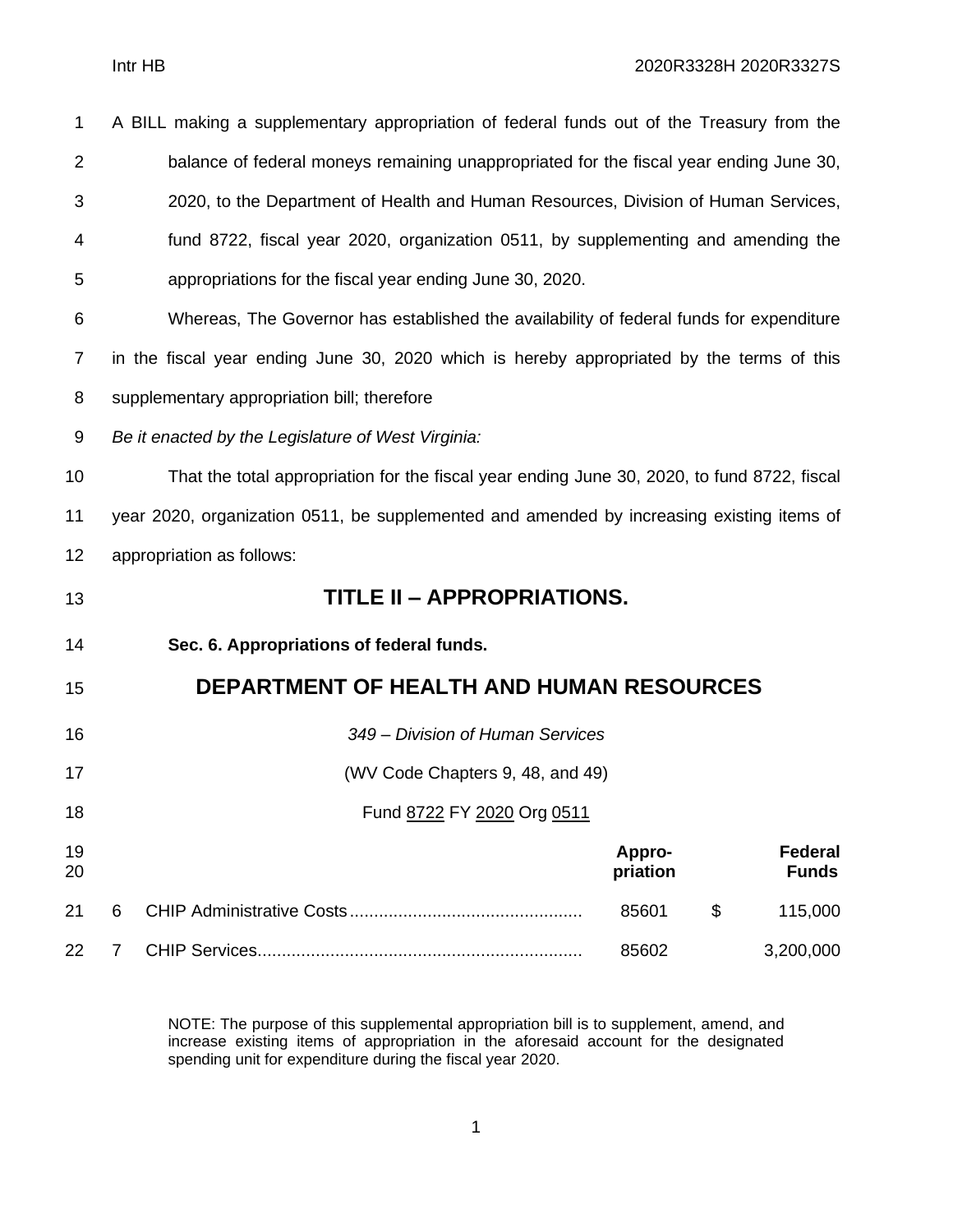A BILL making a supplementary appropriation of federal funds out of the Treasury from the balance of federal moneys remaining unappropriated for the fiscal year ending June 30, 2020, to the Department of Health and Human Resources, Division of Human Services, fund 8722, fiscal year 2020, organization 0511, by supplementing and amending the appropriations for the fiscal year ending June 30, 2020.

Whereas, The Governor has established the availability of federal funds for expenditure in the fiscal year ending June 30, 2020 which is hereby appropriated by the terms of this supplementary appropriation bill; therefore

*Be it enacted by the Legislature of West Virginia:*

That the total appropriation for the fiscal year ending June 30, 2020, to fund 8722, fiscal year 2020, organization 0511, be supplemented and amended by increasing existing items of appropriation as follows:

# TITLE II – APPROPRIATIONS.

**Sec. 6. Appropriations of federal funds.**

## DEPARTMENT OF HEALTH AND HUMAN RESOURCES

*349 – Division of Human Services*

(WV Code Chapters 9, 48, and 49)

Fund 8722 FY 2020 Org 0511

| | | Appro-priation | | Federal Funds |
|---|---|---|---|---|
| 6 | CHIP Administrative Costs | 85601 | $ | 115,000 |
| 7 | CHIP Services | 85602 | | 3,200,000 |

NOTE: The purpose of this supplemental appropriation bill is to supplement, amend, and increase existing items of appropriation in the aforesaid account for the designated spending unit for expenditure during the fiscal year 2020.